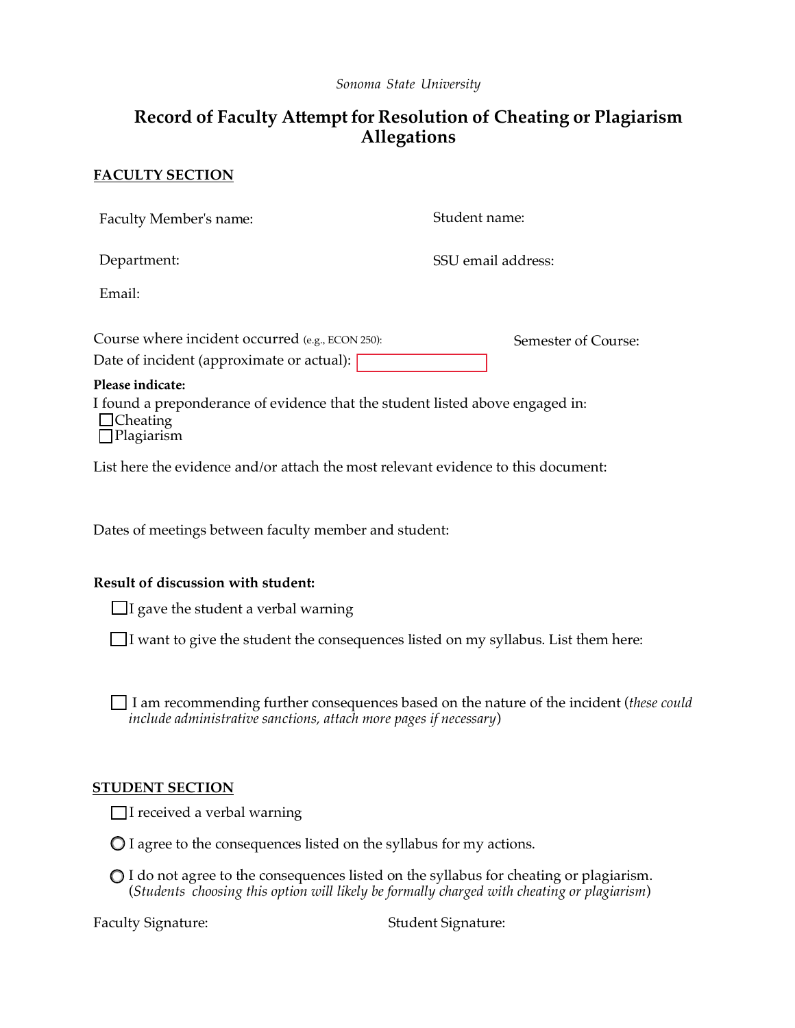*Sonoma State University*

# Record of Faculty Attempt for Resolution of Cheating or Plagiarism Allegations

## FACULTY SECTION

Faculty Member's name:

Student name:

Department:

SSU email address:

Email:

Course where incident occurred (e.g., ECON 250):

Semester of Course:

Date of incident (approximate or actual):

**Please indicate:**

I found a preponderance of evidence that the student listed above engaged in:

☐ Cheating
☐ Plagiarism

List here the evidence and/or attach the most relevant evidence to this document:

Dates of meetings between faculty member and student:

**Result of discussion with student:**

☐ I gave the student a verbal warning

☐ I want to give the student the consequences listed on my syllabus. List them here:

☐ I am recommending further consequences based on the nature of the incident (*these could include administrative sanctions, attach more pages if necessary*)

## STUDENT SECTION

☐ I received a verbal warning

○ I agree to the consequences listed on the syllabus for my actions.

○ I do not agree to the consequences listed on the syllabus for cheating or plagiarism. (*Students choosing this option will likely be formally charged with cheating or plagiarism*)

Faculty Signature:

Student Signature: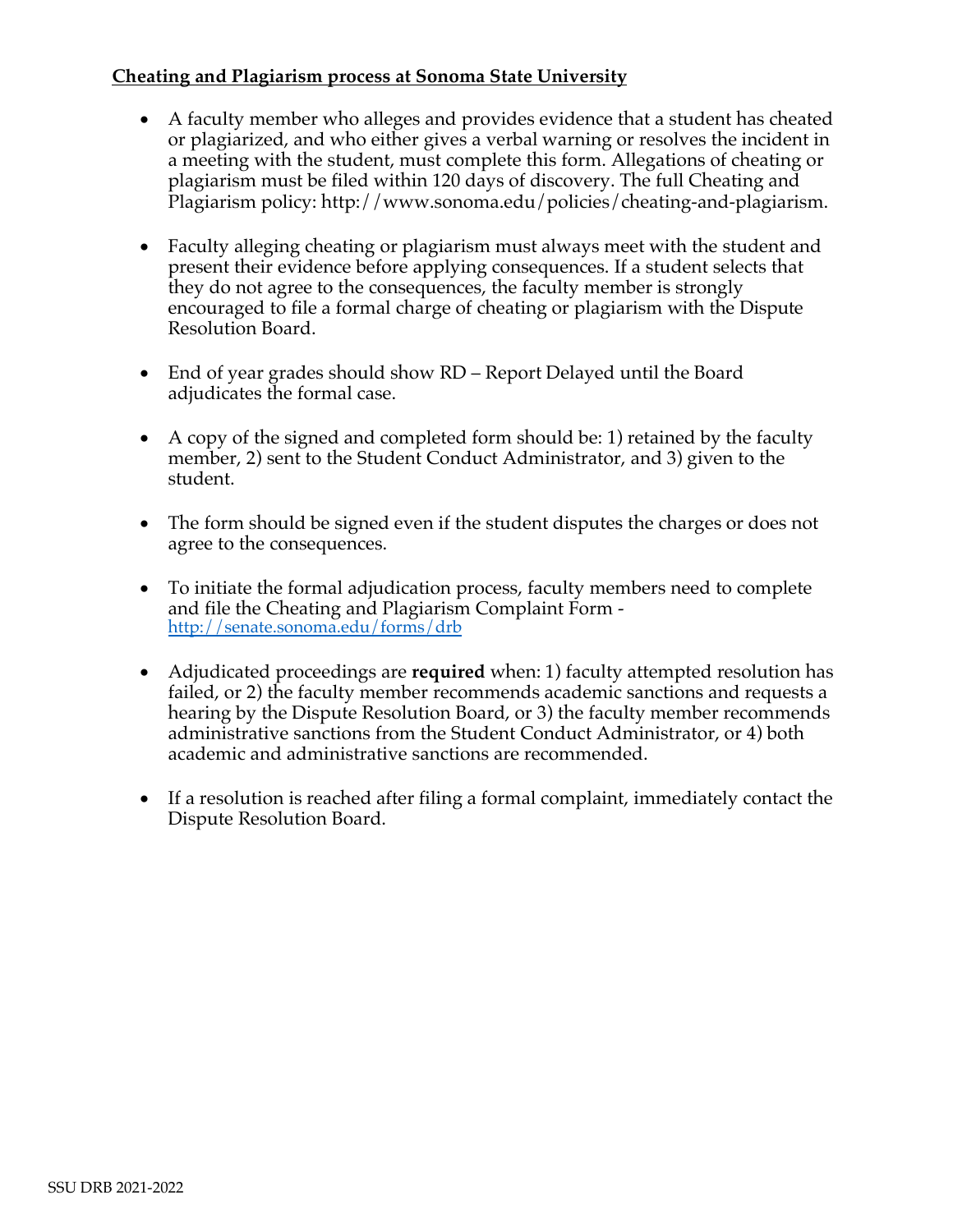**Cheating and Plagiarism process at Sonoma State University**

- A faculty member who alleges and provides evidence that a student has cheated or plagiarized, and who either gives a verbal warning or resolves the incident in a meeting with the student, must complete this form. Allegations of cheating or plagiarism must be filed within 120 days of discovery. The full Cheating and Plagiarism policy: http://www.sonoma.edu/policies/cheating-and-plagiarism.

- Faculty alleging cheating or plagiarism must always meet with the student and present their evidence before applying consequences. If a student selects that they do not agree to the consequences, the faculty member is strongly encouraged to file a formal charge of cheating or plagiarism with the Dispute Resolution Board.

- End of year grades should show RD – Report Delayed until the Board adjudicates the formal case.

- A copy of the signed and completed form should be: 1) retained by the faculty member, 2) sent to the Student Conduct Administrator, and 3) given to the student.

- The form should be signed even if the student disputes the charges or does not agree to the consequences.

- To initiate the formal adjudication process, faculty members need to complete and file the Cheating and Plagiarism Complaint Form - http://senate.sonoma.edu/forms/drb

- Adjudicated proceedings are **required** when: 1) faculty attempted resolution has failed, or 2) the faculty member recommends academic sanctions and requests a hearing by the Dispute Resolution Board, or 3) the faculty member recommends administrative sanctions from the Student Conduct Administrator, or 4) both academic and administrative sanctions are recommended.

- If a resolution is reached after filing a formal complaint, immediately contact the Dispute Resolution Board.

SSU DRB 2021-2022